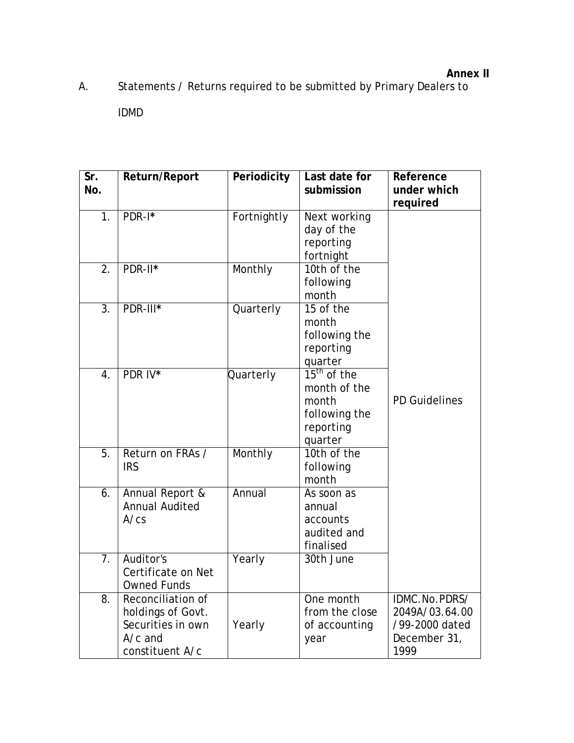**Annex II**

A. Statements / Returns required to be submitted by Primary Dealers to IDMD

| Sr. No. | Return/Report | Periodicity | Last date for submission | Reference under which required |
|---|---|---|---|---|
| 1. | PDR-I* | Fortnightly | Next working day of the reporting fortnight | PD Guidelines |
| 2. | PDR-II* | Monthly | 10th of the following month | |
| 3. | PDR-III* | Quarterly | 15 of the month following the reporting quarter | |
| 4. | PDR IV* | Quarterly | 15th of the month of the month following the reporting quarter | |
| 5. | Return on FRAs / IRS | Monthly | 10th of the following month | |
| 6. | Annual Report & Annual Audited A/cs | Annual | As soon as annual accounts audited and finalised | |
| 7. | Auditor's Certificate on Net Owned Funds | Yearly | 30th June | |
| 8. | Reconciliation of holdings of Govt. Securities in own A/c and constituent A/c | Yearly | One month from the close of accounting year | IDMC.No.PDRS/ 2049A/03.64.00 /99-2000 dated December 31, 1999 |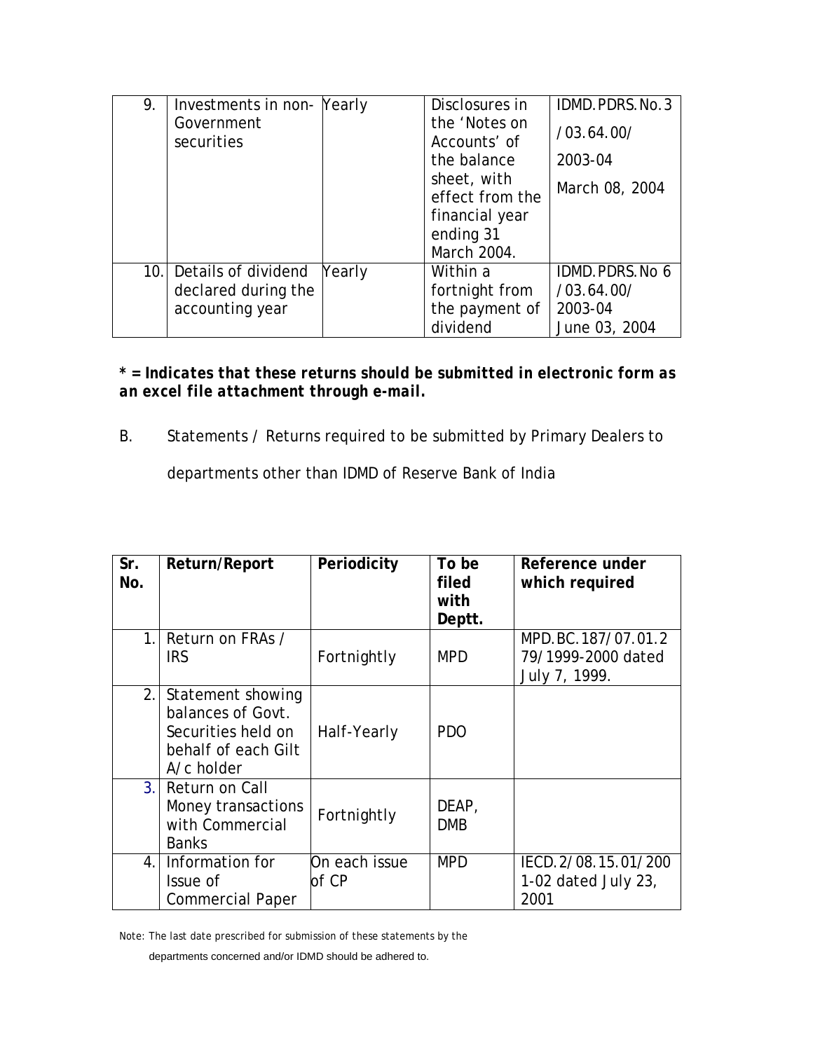| | | | | |
|---|---|---|---|---|
| 9. | Investments in non-Government securities | Yearly | Disclosures in the 'Notes on Accounts' of the balance sheet, with effect from the financial year ending 31 March 2004. | IDMD.PDRS.No.3 /03.64.00/ 2003-04 March 08, 2004 |
| 10. | Details of dividend declared during the accounting year | Yearly | Within a fortnight from the payment of dividend | IDMD.PDRS.No 6 /03.64.00/ 2003-04 June 03, 2004 |

***\* = Indicates that these returns should be submitted in electronic form as an excel file attachment through e-mail.***

B. Statements / Returns required to be submitted by Primary Dealers to departments other than IDMD of Reserve Bank of India

| Sr. No. | Return/Report | Periodicity | To be filed with Deptt. | Reference under which required |
|---|---|---|---|---|
| 1. | Return on FRAs / IRS | Fortnightly | MPD | MPD.BC.187/07.01.279/1999-2000 dated July 7, 1999. |
| 2. | Statement showing balances of Govt. Securities held on behalf of each Gilt A/c holder | Half-Yearly | PDO | |
| 3. | Return on Call Money transactions with Commercial Banks | Fortnightly | DEAP, DMB | |
| 4. | Information for Issue of Commercial Paper | On each issue of CP | MPD | IECD.2/08.15.01/2001-02 dated July 23, 2001 |

Note: The last date prescribed for submission of these statements by the departments concerned and/or IDMD should be adhered to.